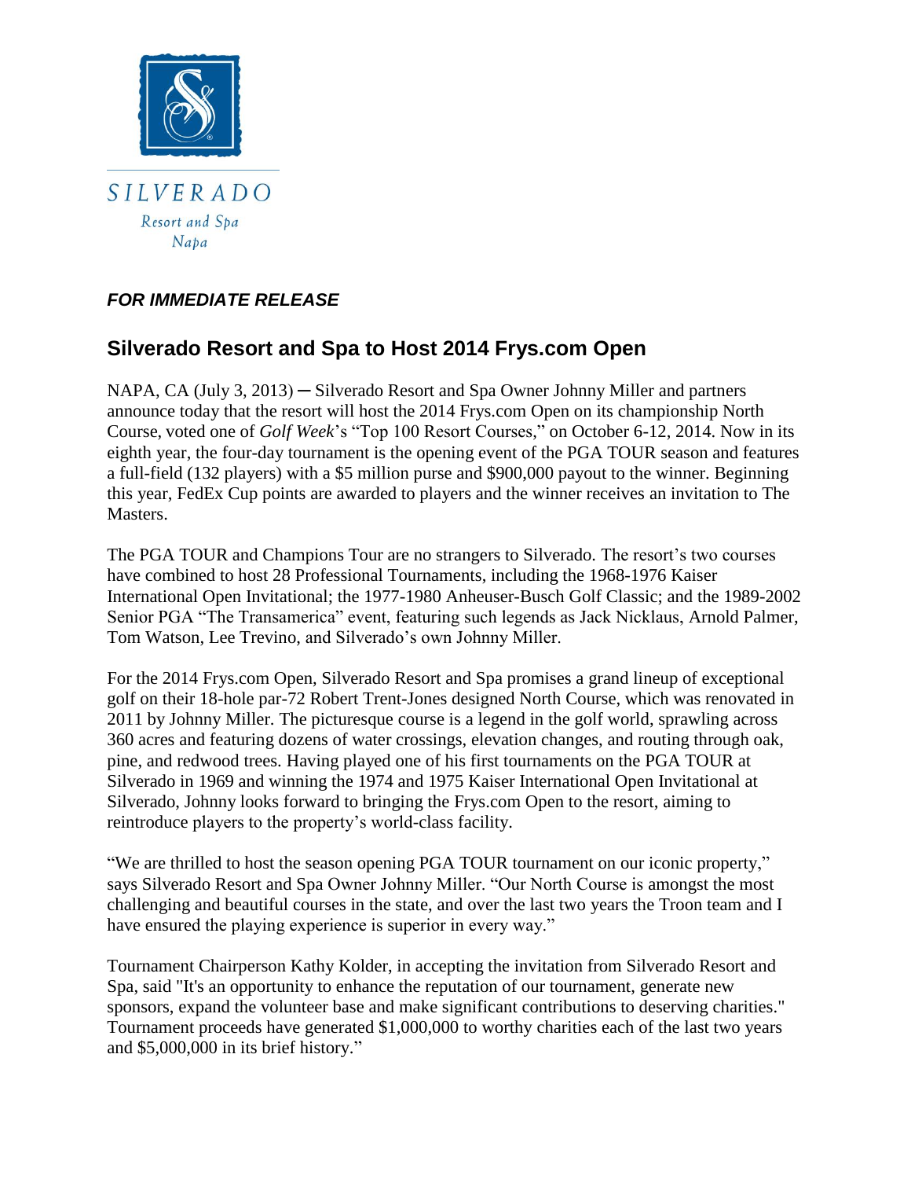SILVERADO

Resort and Spa

Napa

***FOR IMMEDIATE RELEASE***

## Silverado Resort and Spa to Host 2014 Frys.com Open

NAPA, CA (July 3, 2013) ─ Silverado Resort and Spa Owner Johnny Miller and partners announce today that the resort will host the 2014 Frys.com Open on its championship North Course, voted one of *Golf Week*'s "Top 100 Resort Courses," on October 6-12, 2014. Now in its eighth year, the four-day tournament is the opening event of the PGA TOUR season and features a full-field (132 players) with a $5 million purse and $900,000 payout to the winner. Beginning this year, FedEx Cup points are awarded to players and the winner receives an invitation to The Masters.

The PGA TOUR and Champions Tour are no strangers to Silverado. The resort's two courses have combined to host 28 Professional Tournaments, including the 1968-1976 Kaiser International Open Invitational; the 1977-1980 Anheuser-Busch Golf Classic; and the 1989-2002 Senior PGA "The Transamerica" event, featuring such legends as Jack Nicklaus, Arnold Palmer, Tom Watson, Lee Trevino, and Silverado's own Johnny Miller.

For the 2014 Frys.com Open, Silverado Resort and Spa promises a grand lineup of exceptional golf on their 18-hole par-72 Robert Trent-Jones designed North Course, which was renovated in 2011 by Johnny Miller. The picturesque course is a legend in the golf world, sprawling across 360 acres and featuring dozens of water crossings, elevation changes, and routing through oak, pine, and redwood trees. Having played one of his first tournaments on the PGA TOUR at Silverado in 1969 and winning the 1974 and 1975 Kaiser International Open Invitational at Silverado, Johnny looks forward to bringing the Frys.com Open to the resort, aiming to reintroduce players to the property's world-class facility.

"We are thrilled to host the season opening PGA TOUR tournament on our iconic property," says Silverado Resort and Spa Owner Johnny Miller. "Our North Course is amongst the most challenging and beautiful courses in the state, and over the last two years the Troon team and I have ensured the playing experience is superior in every way."

Tournament Chairperson Kathy Kolder, in accepting the invitation from Silverado Resort and Spa, said "It's an opportunity to enhance the reputation of our tournament, generate new sponsors, expand the volunteer base and make significant contributions to deserving charities." Tournament proceeds have generated $1,000,000 to worthy charities each of the last two years and $5,000,000 in its brief history."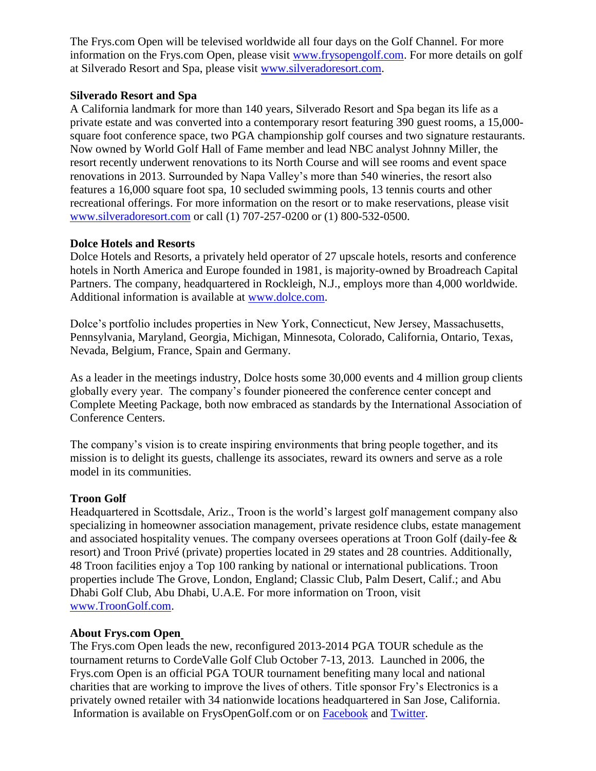The Frys.com Open will be televised worldwide all four days on the Golf Channel. For more information on the Frys.com Open, please visit [www.frysopengolf.com](http://www.frysopengolf.com). For more details on golf at Silverado Resort and Spa, please visit [www.silveradoresort.com](http://www.silveradoresort.com).

**Silverado Resort and Spa**

A California landmark for more than 140 years, Silverado Resort and Spa began its life as a private estate and was converted into a contemporary resort featuring 390 guest rooms, a 15,000-square foot conference space, two PGA championship golf courses and two signature restaurants. Now owned by World Golf Hall of Fame member and lead NBC analyst Johnny Miller, the resort recently underwent renovations to its North Course and will see rooms and event space renovations in 2013. Surrounded by Napa Valley's more than 540 wineries, the resort also features a 16,000 square foot spa, 10 secluded swimming pools, 13 tennis courts and other recreational offerings. For more information on the resort or to make reservations, please visit [www.silveradoresort.com](http://www.silveradoresort.com) or call (1) 707-257-0200 or (1) 800-532-0500.

**Dolce Hotels and Resorts**

Dolce Hotels and Resorts, a privately held operator of 27 upscale hotels, resorts and conference hotels in North America and Europe founded in 1981, is majority-owned by Broadreach Capital Partners. The company, headquartered in Rockleigh, N.J., employs more than 4,000 worldwide. Additional information is available at [www.dolce.com](http://www.dolce.com).

Dolce's portfolio includes properties in New York, Connecticut, New Jersey, Massachusetts, Pennsylvania, Maryland, Georgia, Michigan, Minnesota, Colorado, California, Ontario, Texas, Nevada, Belgium, France, Spain and Germany.

As a leader in the meetings industry, Dolce hosts some 30,000 events and 4 million group clients globally every year. The company's founder pioneered the conference center concept and Complete Meeting Package, both now embraced as standards by the International Association of Conference Centers.

The company's vision is to create inspiring environments that bring people together, and its mission is to delight its guests, challenge its associates, reward its owners and serve as a role model in its communities.

**Troon Golf**

Headquartered in Scottsdale, Ariz., Troon is the world's largest golf management company also specializing in homeowner association management, private residence clubs, estate management and associated hospitality venues. The company oversees operations at Troon Golf (daily-fee & resort) and Troon Privé (private) properties located in 29 states and 28 countries. Additionally, 48 Troon facilities enjoy a Top 100 ranking by national or international publications. Troon properties include The Grove, London, England; Classic Club, Palm Desert, Calif.; and Abu Dhabi Golf Club, Abu Dhabi, U.A.E. For more information on Troon, visit [www.TroonGolf.com](http://www.TroonGolf.com).

**About Frys.com Open**

The Frys.com Open leads the new, reconfigured 2013-2014 PGA TOUR schedule as the tournament returns to CordeValle Golf Club October 7-13, 2013. Launched in 2006, the Frys.com Open is an official PGA TOUR tournament benefiting many local and national charities that are working to improve the lives of others. Title sponsor Fry's Electronics is a privately owned retailer with 34 nationwide locations headquartered in San Jose, California. Information is available on FrysOpenGolf.com or on Facebook and Twitter.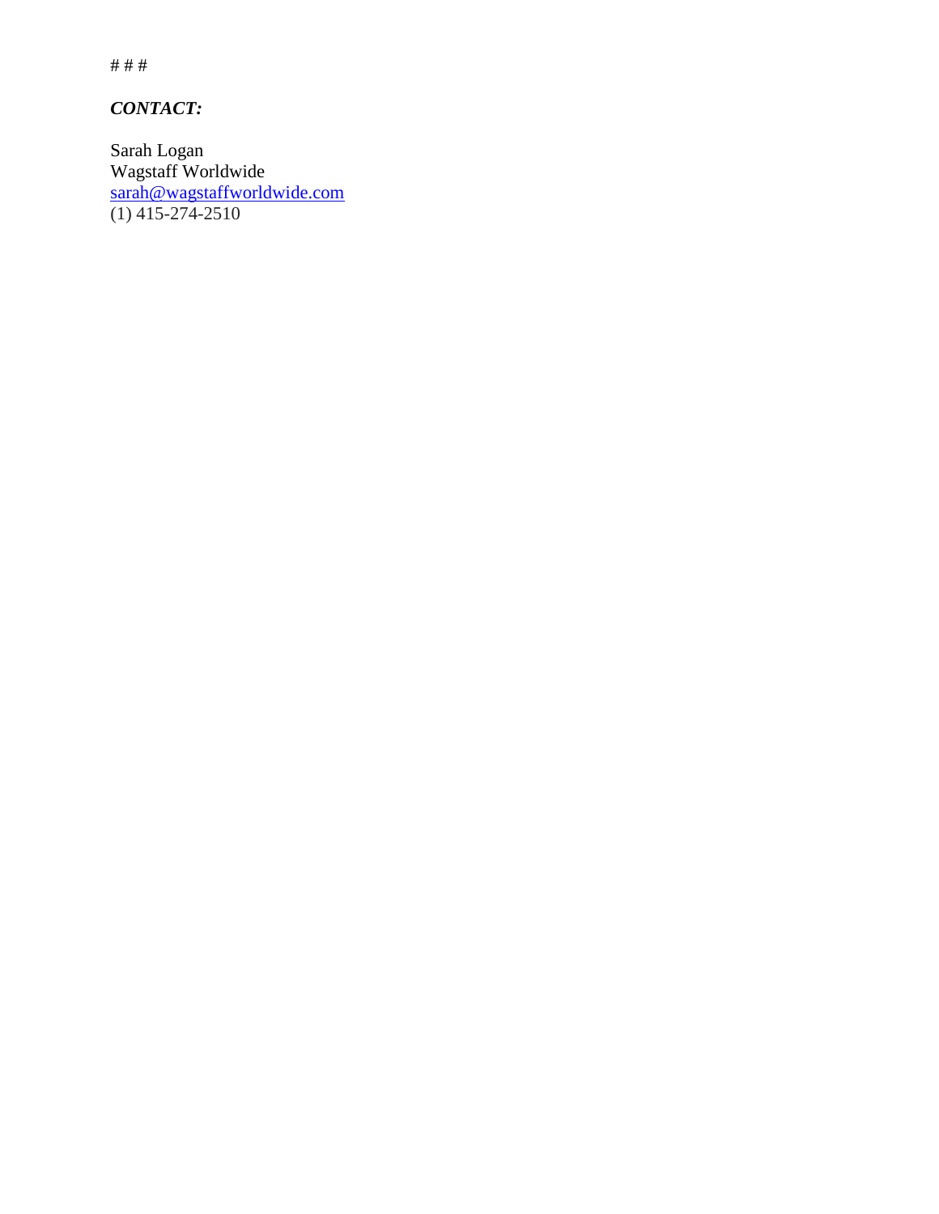# # #

***CONTACT:***

Sarah Logan
Wagstaff Worldwide
sarah@wagstaffworldwide.com
(1) 415-274-2510